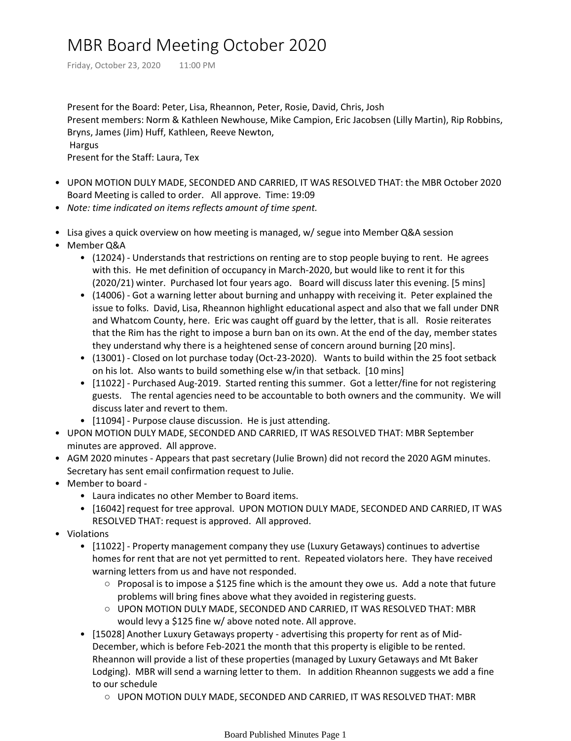# MBR Board Meeting October 2020

Friday, October 23, 2020 11:00 PM

Present for the Board: Peter, Lisa, Rheannon, Peter, Rosie, David, Chris, Josh
Present members: Norm & Kathleen Newhouse, Mike Campion, Eric Jacobsen (Lilly Martin), Rip Robbins, Bryns, James (Jim) Huff, Kathleen, Reeve Newton,
Hargus
Present for the Staff: Laura, Tex

- UPON MOTION DULY MADE, SECONDED AND CARRIED, IT WAS RESOLVED THAT: the MBR October 2020 Board Meeting is called to order. All approve. Time: 19:09
- *Note: time indicated on items reflects amount of time spent.*

- Lisa gives a quick overview on how meeting is managed, w/ segue into Member Q&A session
- Member Q&A
  - (12024) - Understands that restrictions on renting are to stop people buying to rent. He agrees with this. He met definition of occupancy in March-2020, but would like to rent it for this (2020/21) winter. Purchased lot four years ago. Board will discuss later this evening. [5 mins]
  - (14006) - Got a warning letter about burning and unhappy with receiving it. Peter explained the issue to folks. David, Lisa, Rheannon highlight educational aspect and also that we fall under DNR and Whatcom County, here. Eric was caught off guard by the letter, that is all. Rosie reiterates that the Rim has the right to impose a burn ban on its own. At the end of the day, member states they understand why there is a heightened sense of concern around burning [20 mins].
  - (13001) - Closed on lot purchase today (Oct-23-2020). Wants to build within the 25 foot setback on his lot. Also wants to build something else w/in that setback. [10 mins]
  - [11022] - Purchased Aug-2019. Started renting this summer. Got a letter/fine for not registering guests. The rental agencies need to be accountable to both owners and the community. We will discuss later and revert to them.
  - [11094] - Purpose clause discussion. He is just attending.
- UPON MOTION DULY MADE, SECONDED AND CARRIED, IT WAS RESOLVED THAT: MBR September minutes are approved. All approve.
- AGM 2020 minutes - Appears that past secretary (Julie Brown) did not record the 2020 AGM minutes. Secretary has sent email confirmation request to Julie.
- Member to board -
  - Laura indicates no other Member to Board items.
  - [16042] request for tree approval. UPON MOTION DULY MADE, SECONDED AND CARRIED, IT WAS RESOLVED THAT: request is approved. All approved.
- Violations
  - [11022] - Property management company they use (Luxury Getaways) continues to advertise homes for rent that are not yet permitted to rent. Repeated violators here. They have received warning letters from us and have not responded.
    - Proposal is to impose a $125 fine which is the amount they owe us. Add a note that future problems will bring fines above what they avoided in registering guests.
    - UPON MOTION DULY MADE, SECONDED AND CARRIED, IT WAS RESOLVED THAT: MBR would levy a $125 fine w/ above noted note. All approve.
  - [15028] Another Luxury Getaways property - advertising this property for rent as of Mid-December, which is before Feb-2021 the month that this property is eligible to be rented. Rheannon will provide a list of these properties (managed by Luxury Getaways and Mt Baker Lodging). MBR will send a warning letter to them. In addition Rheannon suggests we add a fine to our schedule
    - UPON MOTION DULY MADE, SECONDED AND CARRIED, IT WAS RESOLVED THAT: MBR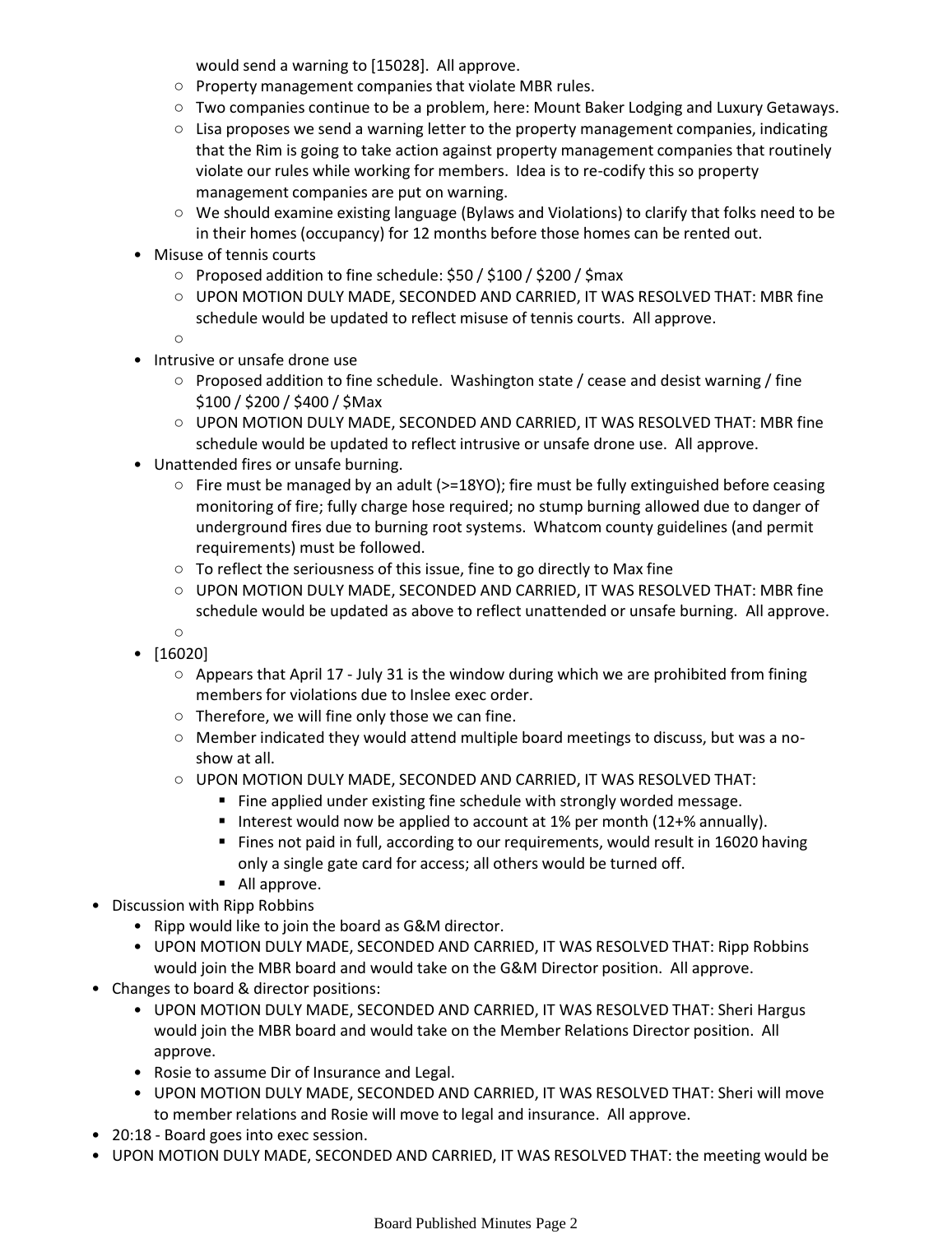would send a warning to [15028]. All approve.
    - Property management companies that violate MBR rules.
    - Two companies continue to be a problem, here: Mount Baker Lodging and Luxury Getaways.
    - Lisa proposes we send a warning letter to the property management companies, indicating that the Rim is going to take action against property management companies that routinely violate our rules while working for members. Idea is to re-codify this so property management companies are put on warning.
    - We should examine existing language (Bylaws and Violations) to clarify that folks need to be in their homes (occupancy) for 12 months before those homes can be rented out.
  - Misuse of tennis courts
    - Proposed addition to fine schedule: $50 / $100 / $200 / $max
    - UPON MOTION DULY MADE, SECONDED AND CARRIED, IT WAS RESOLVED THAT: MBR fine schedule would be updated to reflect misuse of tennis courts. All approve.
    - 
  - Intrusive or unsafe drone use
    - Proposed addition to fine schedule. Washington state / cease and desist warning / fine $100 / $200 / $400 / $Max
    - UPON MOTION DULY MADE, SECONDED AND CARRIED, IT WAS RESOLVED THAT: MBR fine schedule would be updated to reflect intrusive or unsafe drone use. All approve.
  - Unattended fires or unsafe burning.
    - Fire must be managed by an adult (>=18YO); fire must be fully extinguished before ceasing monitoring of fire; fully charge hose required; no stump burning allowed due to danger of underground fires due to burning root systems. Whatcom county guidelines (and permit requirements) must be followed.
    - To reflect the seriousness of this issue, fine to go directly to Max fine
    - UPON MOTION DULY MADE, SECONDED AND CARRIED, IT WAS RESOLVED THAT: MBR fine schedule would be updated as above to reflect unattended or unsafe burning. All approve.
    - 
  - [16020]
    - Appears that April 17 - July 31 is the window during which we are prohibited from fining members for violations due to Inslee exec order.
    - Therefore, we will fine only those we can fine.
    - Member indicated they would attend multiple board meetings to discuss, but was a no-show at all.
    - UPON MOTION DULY MADE, SECONDED AND CARRIED, IT WAS RESOLVED THAT:
      - Fine applied under existing fine schedule with strongly worded message.
      - Interest would now be applied to account at 1% per month (12+% annually).
      - Fines not paid in full, according to our requirements, would result in 16020 having only a single gate card for access; all others would be turned off.
      - All approve.
- Discussion with Ripp Robbins
  - Ripp would like to join the board as G&M director.
  - UPON MOTION DULY MADE, SECONDED AND CARRIED, IT WAS RESOLVED THAT: Ripp Robbins would join the MBR board and would take on the G&M Director position. All approve.
- Changes to board & director positions:
  - UPON MOTION DULY MADE, SECONDED AND CARRIED, IT WAS RESOLVED THAT: Sheri Hargus would join the MBR board and would take on the Member Relations Director position. All approve.
  - Rosie to assume Dir of Insurance and Legal.
  - UPON MOTION DULY MADE, SECONDED AND CARRIED, IT WAS RESOLVED THAT: Sheri will move to member relations and Rosie will move to legal and insurance. All approve.
- 20:18 - Board goes into exec session.
- UPON MOTION DULY MADE, SECONDED AND CARRIED, IT WAS RESOLVED THAT: the meeting would be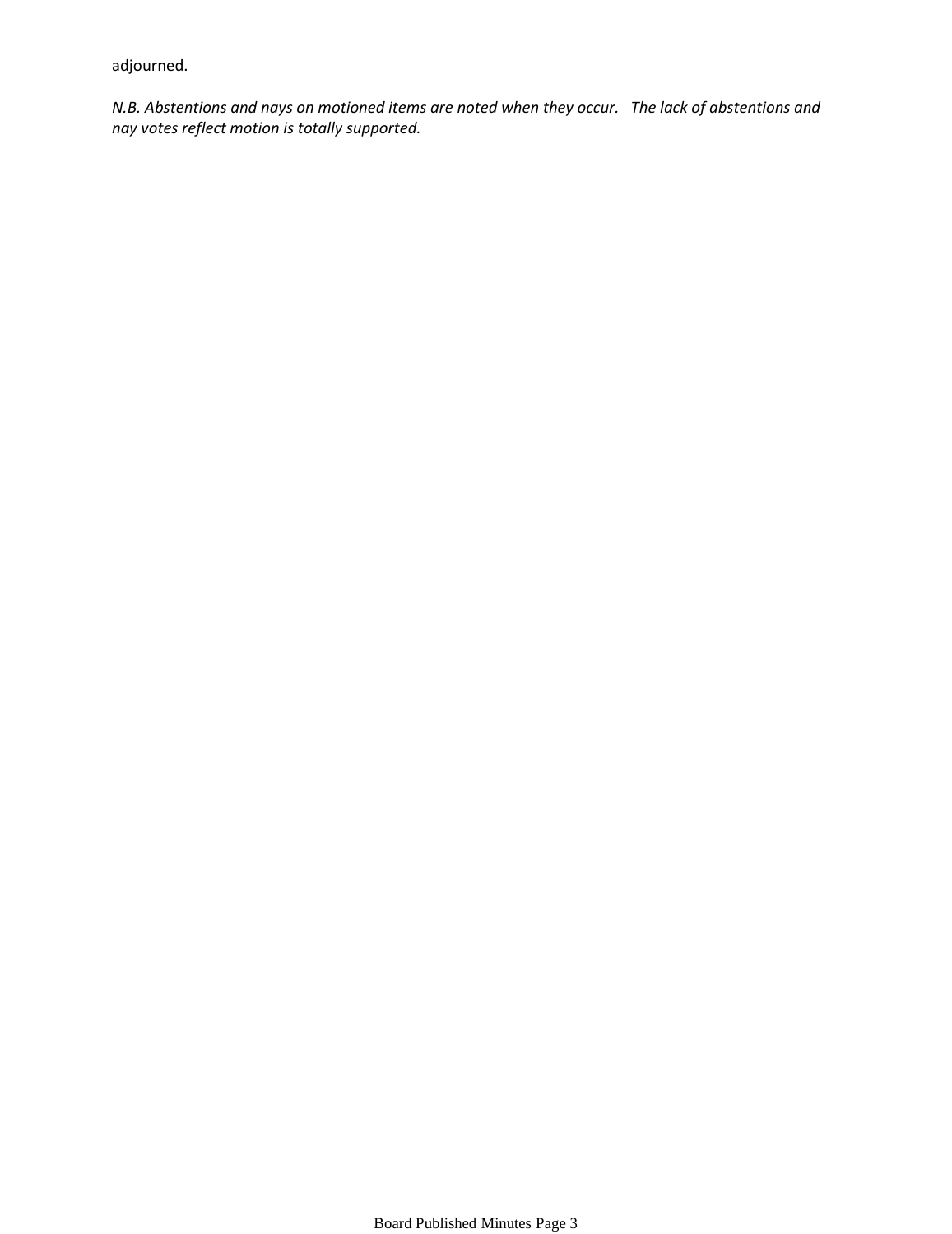adjourned.

*N.B. Abstentions and nays on motioned items are noted when they occur.   The lack of abstentions and nay votes reflect motion is totally supported.*